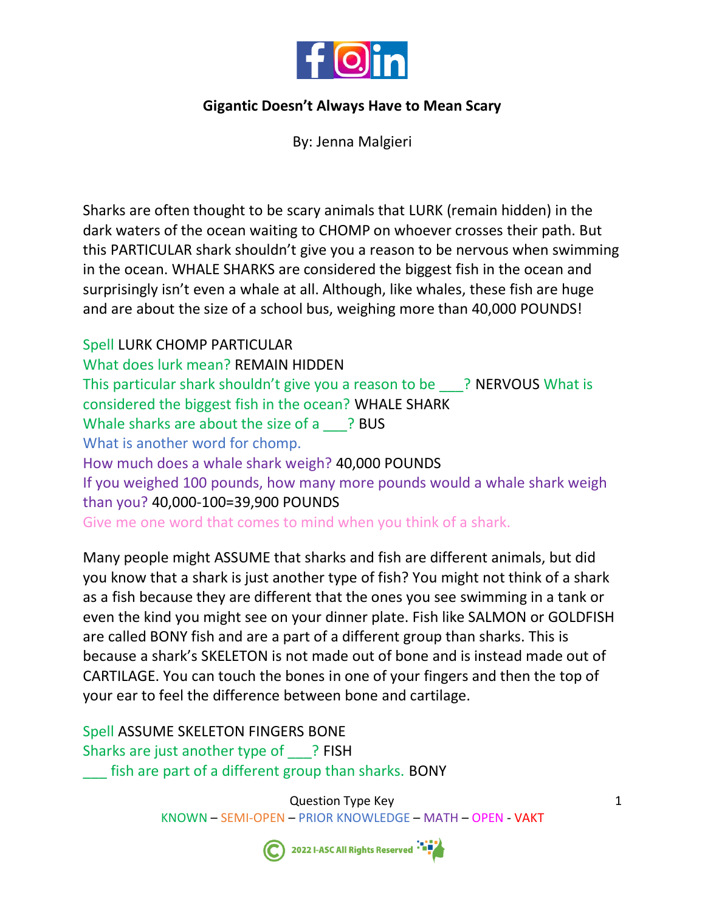**Gigantic Doesn't Always Have to Mean Scary**

By: Jenna Malgieri

Sharks are often thought to be scary animals that LURK (remain hidden) in the dark waters of the ocean waiting to CHOMP on whoever crosses their path. But this PARTICULAR shark shouldn't give you a reason to be nervous when swimming in the ocean. WHALE SHARKS are considered the biggest fish in the ocean and surprisingly isn't even a whale at all. Although, like whales, these fish are huge and are about the size of a school bus, weighing more than 40,000 POUNDS!

Spell LURK CHOMP PARTICULAR
What does lurk mean? REMAIN HIDDEN
This particular shark shouldn't give you a reason to be ___? NERVOUS What is considered the biggest fish in the ocean? WHALE SHARK
Whale sharks are about the size of a ___? BUS
What is another word for chomp.
How much does a whale shark weigh? 40,000 POUNDS
If you weighed 100 pounds, how many more pounds would a whale shark weigh than you? 40,000-100=39,900 POUNDS
Give me one word that comes to mind when you think of a shark.

Many people might ASSUME that sharks and fish are different animals, but did you know that a shark is just another type of fish? You might not think of a shark as a fish because they are different that the ones you see swimming in a tank or even the kind you might see on your dinner plate. Fish like SALMON or GOLDFISH are called BONY fish and are a part of a different group than sharks. This is because a shark's SKELETON is not made out of bone and is instead made out of CARTILAGE. You can touch the bones in one of your fingers and then the top of your ear to feel the difference between bone and cartilage.

Spell ASSUME SKELETON FINGERS BONE
Sharks are just another type of ___? FISH
___ fish are part of a different group than sharks. BONY

Question Type Key
KNOWN – SEMI-OPEN – PRIOR KNOWLEDGE – MATH – OPEN - VAKT

2022 I-ASC All Rights Reserved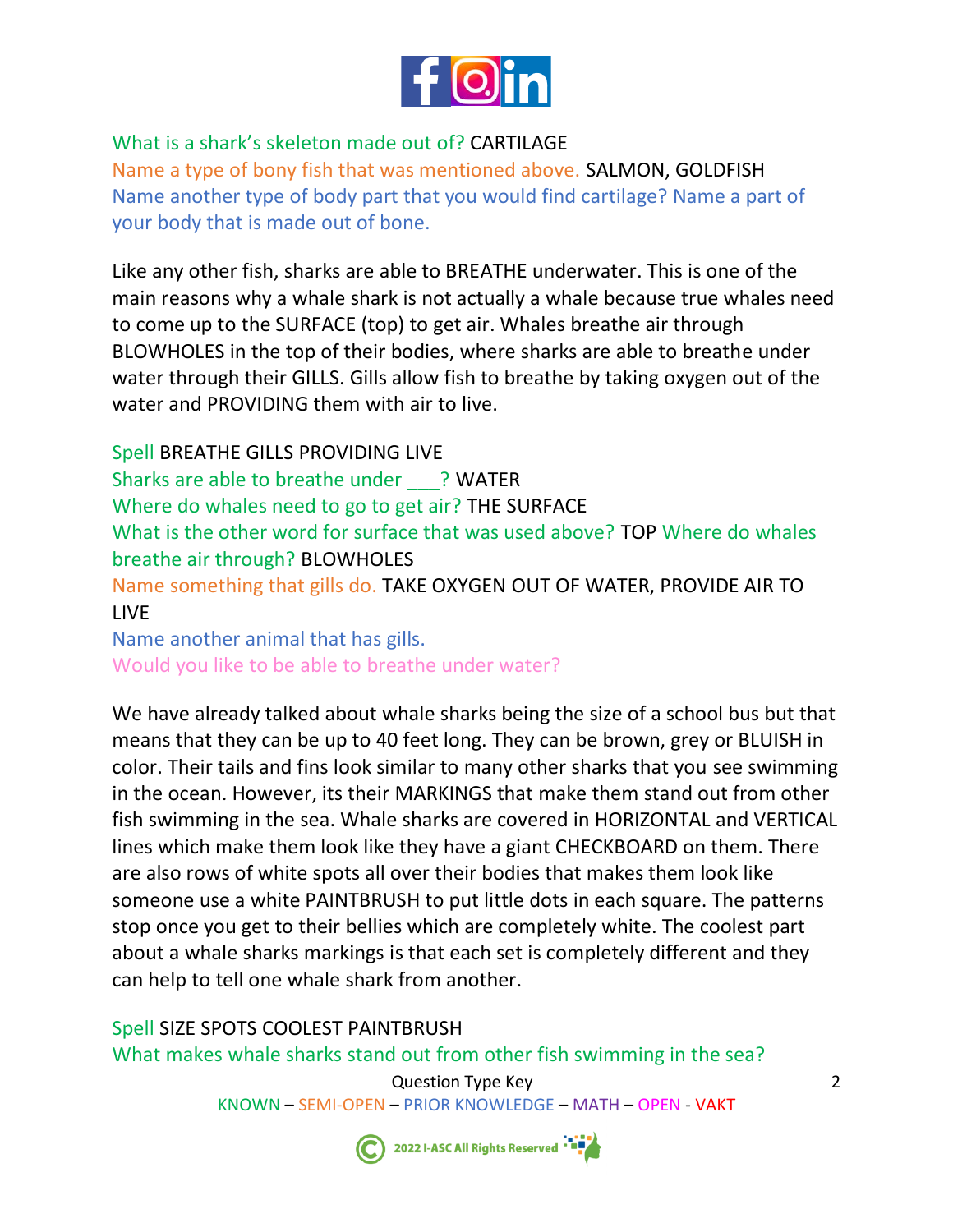What is a shark's skeleton made out of? CARTILAGE

Name a type of bony fish that was mentioned above. SALMON, GOLDFISH

Name another type of body part that you would find cartilage? Name a part of your body that is made out of bone.

Like any other fish, sharks are able to BREATHE underwater. This is one of the main reasons why a whale shark is not actually a whale because true whales need to come up to the SURFACE (top) to get air. Whales breathe air through BLOWHOLES in the top of their bodies, where sharks are able to breathe under water through their GILLS. Gills allow fish to breathe by taking oxygen out of the water and PROVIDING them with air to live.

Spell BREATHE GILLS PROVIDING LIVE

Sharks are able to breathe under ___? WATER

Where do whales need to go to get air? THE SURFACE

What is the other word for surface that was used above? TOP Where do whales breathe air through? BLOWHOLES

Name something that gills do. TAKE OXYGEN OUT OF WATER, PROVIDE AIR TO LIVE

Name another animal that has gills.

Would you like to be able to breathe under water?

We have already talked about whale sharks being the size of a school bus but that means that they can be up to 40 feet long. They can be brown, grey or BLUISH in color. Their tails and fins look similar to many other sharks that you see swimming in the ocean. However, its their MARKINGS that make them stand out from other fish swimming in the sea. Whale sharks are covered in HORIZONTAL and VERTICAL lines which make them look like they have a giant CHECKBOARD on them. There are also rows of white spots all over their bodies that makes them look like someone use a white PAINTBRUSH to put little dots in each square. The patterns stop once you get to their bellies which are completely white. The coolest part about a whale sharks markings is that each set is completely different and they can help to tell one whale shark from another.

Spell SIZE SPOTS COOLEST PAINTBRUSH

What makes whale sharks stand out from other fish swimming in the sea?

Question Type Key

KNOWN – SEMI-OPEN – PRIOR KNOWLEDGE – MATH – OPEN - VAKT

2022 I-ASC All Rights Reserved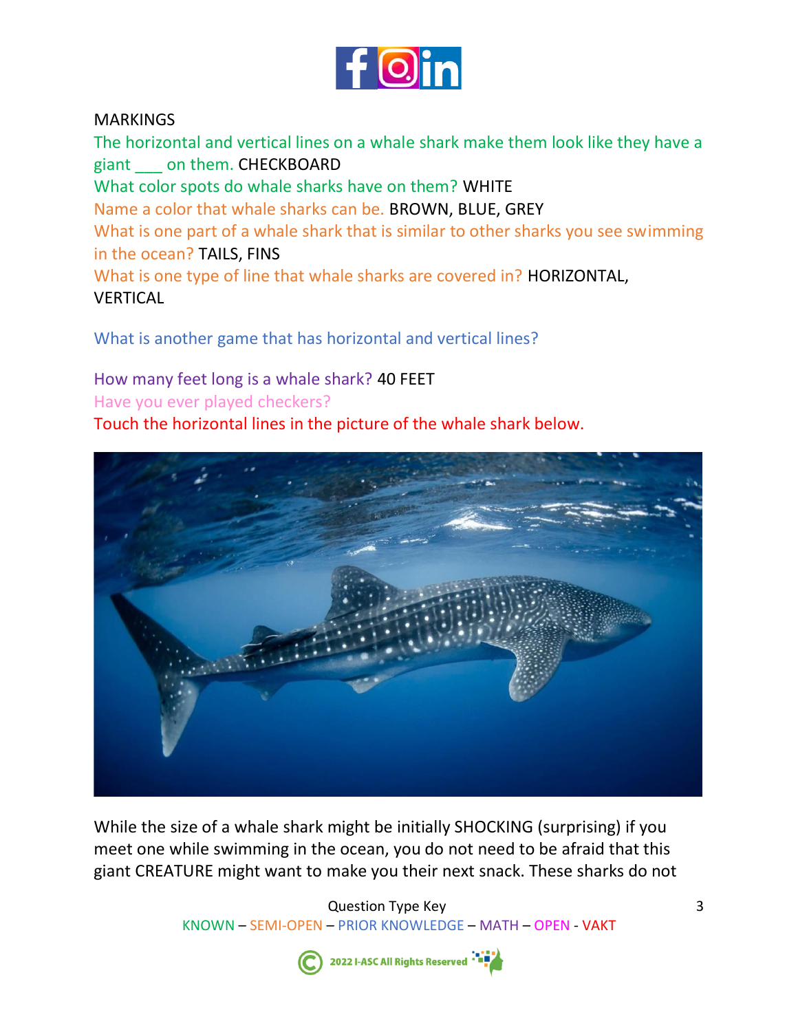MARKINGS

The horizontal and vertical lines on a whale shark make them look like they have a giant ___ on them. CHECKBOARD

What color spots do whale sharks have on them? WHITE

Name a color that whale sharks can be. BROWN, BLUE, GREY

What is one part of a whale shark that is similar to other sharks you see swimming in the ocean? TAILS, FINS

What is one type of line that whale sharks are covered in? HORIZONTAL, VERTICAL

What is another game that has horizontal and vertical lines?

How many feet long is a whale shark? 40 FEET

Have you ever played checkers?

Touch the horizontal lines in the picture of the whale shark below.

While the size of a whale shark might be initially SHOCKING (surprising) if you meet one while swimming in the ocean, you do not need to be afraid that this giant CREATURE might want to make you their next snack. These sharks do not

Question Type Key

KNOWN – SEMI-OPEN – PRIOR KNOWLEDGE – MATH – OPEN - VAKT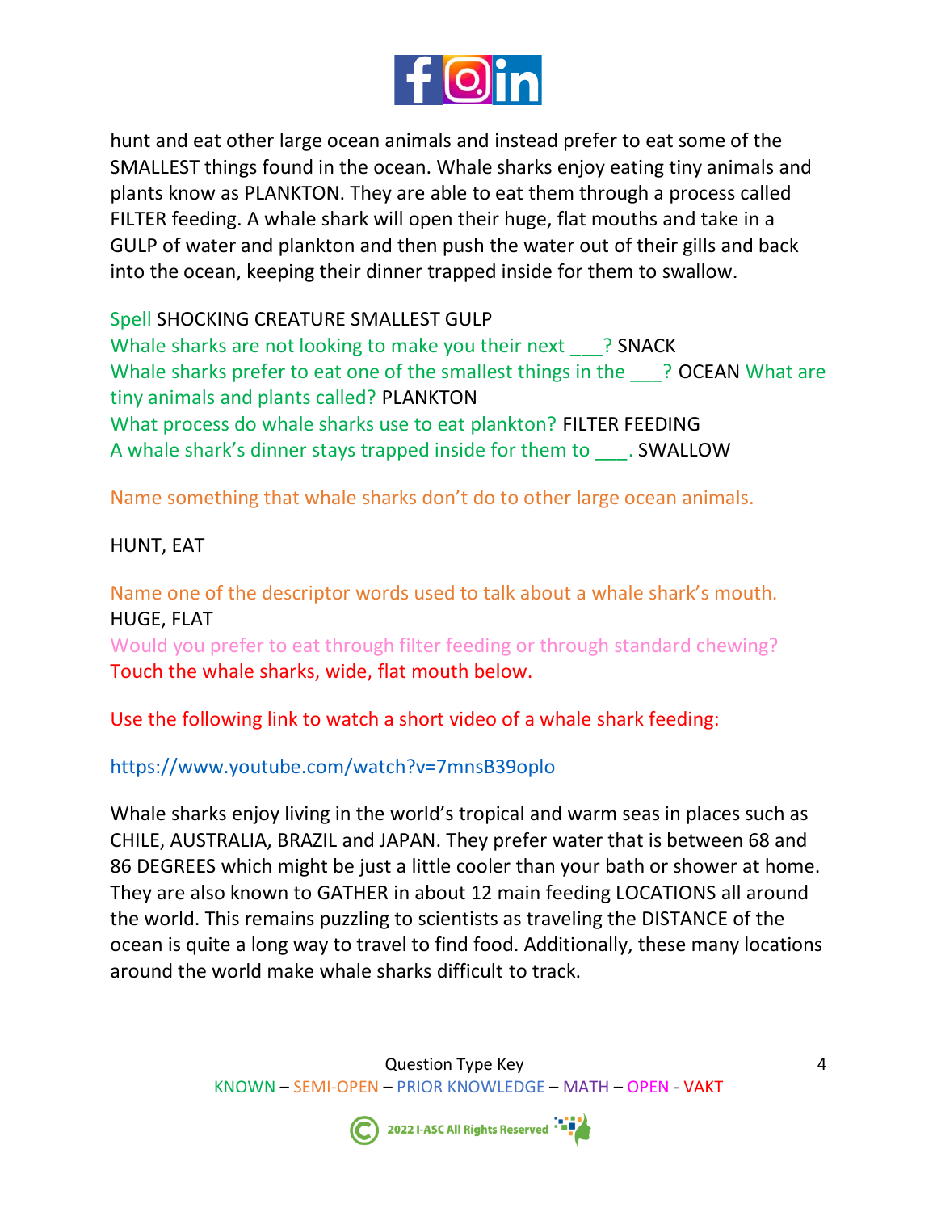hunt and eat other large ocean animals and instead prefer to eat some of the SMALLEST things found in the ocean. Whale sharks enjoy eating tiny animals and plants know as PLANKTON. They are able to eat them through a process called FILTER feeding. A whale shark will open their huge, flat mouths and take in a GULP of water and plankton and then push the water out of their gills and back into the ocean, keeping their dinner trapped inside for them to swallow.

Spell SHOCKING CREATURE SMALLEST GULP
Whale sharks are not looking to make you their next ___? SNACK
Whale sharks prefer to eat one of the smallest things in the ___? OCEAN What are tiny animals and plants called? PLANKTON
What process do whale sharks use to eat plankton? FILTER FEEDING
A whale shark's dinner stays trapped inside for them to ___. SWALLOW

Name something that whale sharks don't do to other large ocean animals.

HUNT, EAT

Name one of the descriptor words used to talk about a whale shark's mouth.
HUGE, FLAT
Would you prefer to eat through filter feeding or through standard chewing?
Touch the whale sharks, wide, flat mouth below.

Use the following link to watch a short video of a whale shark feeding:

https://www.youtube.com/watch?v=7mnsB39oplo

Whale sharks enjoy living in the world's tropical and warm seas in places such as CHILE, AUSTRALIA, BRAZIL and JAPAN. They prefer water that is between 68 and 86 DEGREES which might be just a little cooler than your bath or shower at home. They are also known to GATHER in about 12 main feeding LOCATIONS all around the world. This remains puzzling to scientists as traveling the DISTANCE of the ocean is quite a long way to travel to find food. Additionally, these many locations around the world make whale sharks difficult to track.

Question Type Key
KNOWN – SEMI-OPEN – PRIOR KNOWLEDGE – MATH – OPEN - VAKT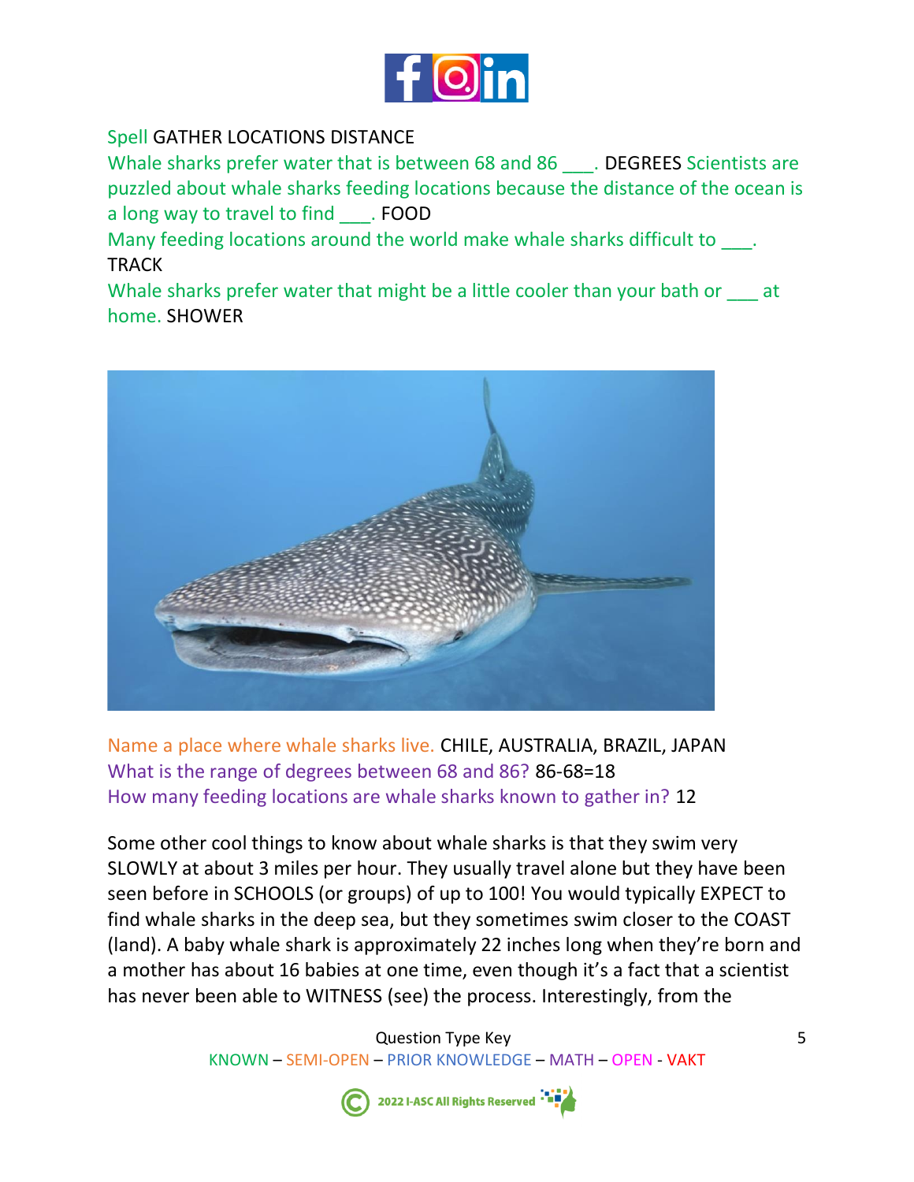Spell GATHER LOCATIONS DISTANCE

Whale sharks prefer water that is between 68 and 86 ___. DEGREES Scientists are puzzled about whale sharks feeding locations because the distance of the ocean is a long way to travel to find ___. FOOD

Many feeding locations around the world make whale sharks difficult to ___. TRACK

Whale sharks prefer water that might be a little cooler than your bath or ___ at home. SHOWER

Name a place where whale sharks live. CHILE, AUSTRALIA, BRAZIL, JAPAN

What is the range of degrees between 68 and 86? 86-68=18

How many feeding locations are whale sharks known to gather in? 12

Some other cool things to know about whale sharks is that they swim very SLOWLY at about 3 miles per hour. They usually travel alone but they have been seen before in SCHOOLS (or groups) of up to 100! You would typically EXPECT to find whale sharks in the deep sea, but they sometimes swim closer to the COAST (land). A baby whale shark is approximately 22 inches long when they're born and a mother has about 16 babies at one time, even though it's a fact that a scientist has never been able to WITNESS (see) the process. Interestingly, from the

Question Type Key

KNOWN – SEMI-OPEN – PRIOR KNOWLEDGE – MATH – OPEN - VAKT

2022 I-ASC All Rights Reserved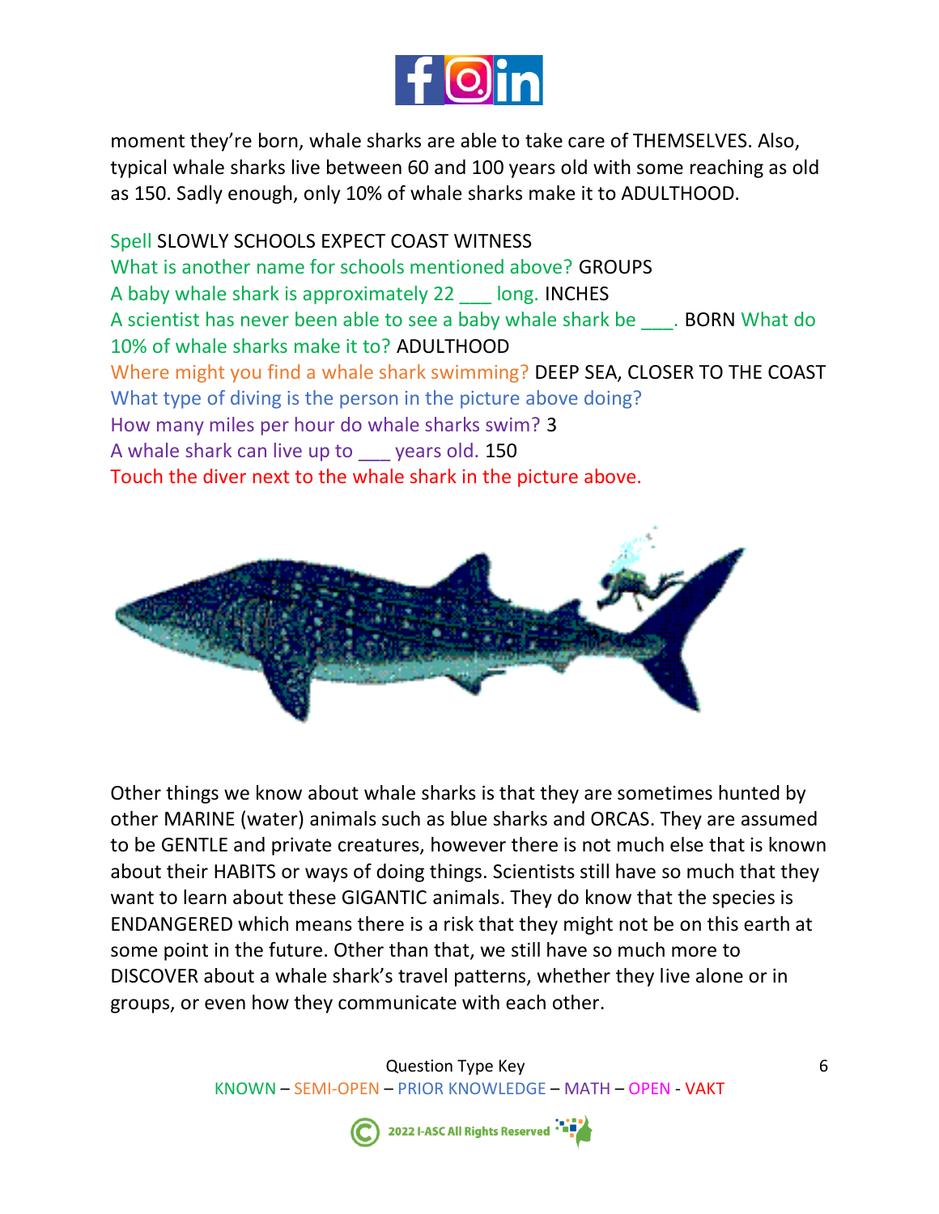moment they're born, whale sharks are able to take care of THEMSELVES. Also, typical whale sharks live between 60 and 100 years old with some reaching as old as 150. Sadly enough, only 10% of whale sharks make it to ADULTHOOD.

Spell SLOWLY SCHOOLS EXPECT COAST WITNESS
What is another name for schools mentioned above? GROUPS
A baby whale shark is approximately 22 ___ long. INCHES
A scientist has never been able to see a baby whale shark be ___. BORN What do 10% of whale sharks make it to? ADULTHOOD
Where might you find a whale shark swimming? DEEP SEA, CLOSER TO THE COAST
What type of diving is the person in the picture above doing?
How many miles per hour do whale sharks swim? 3
A whale shark can live up to ___ years old. 150
Touch the diver next to the whale shark in the picture above.

Other things we know about whale sharks is that they are sometimes hunted by other MARINE (water) animals such as blue sharks and ORCAS. They are assumed to be GENTLE and private creatures, however there is not much else that is known about their HABITS or ways of doing things. Scientists still have so much that they want to learn about these GIGANTIC animals. They do know that the species is ENDANGERED which means there is a risk that they might not be on this earth at some point in the future. Other than that, we still have so much more to DISCOVER about a whale shark's travel patterns, whether they live alone or in groups, or even how they communicate with each other.

Question Type Key
KNOWN – SEMI-OPEN – PRIOR KNOWLEDGE – MATH – OPEN - VAKT

2022 I-ASC All Rights Reserved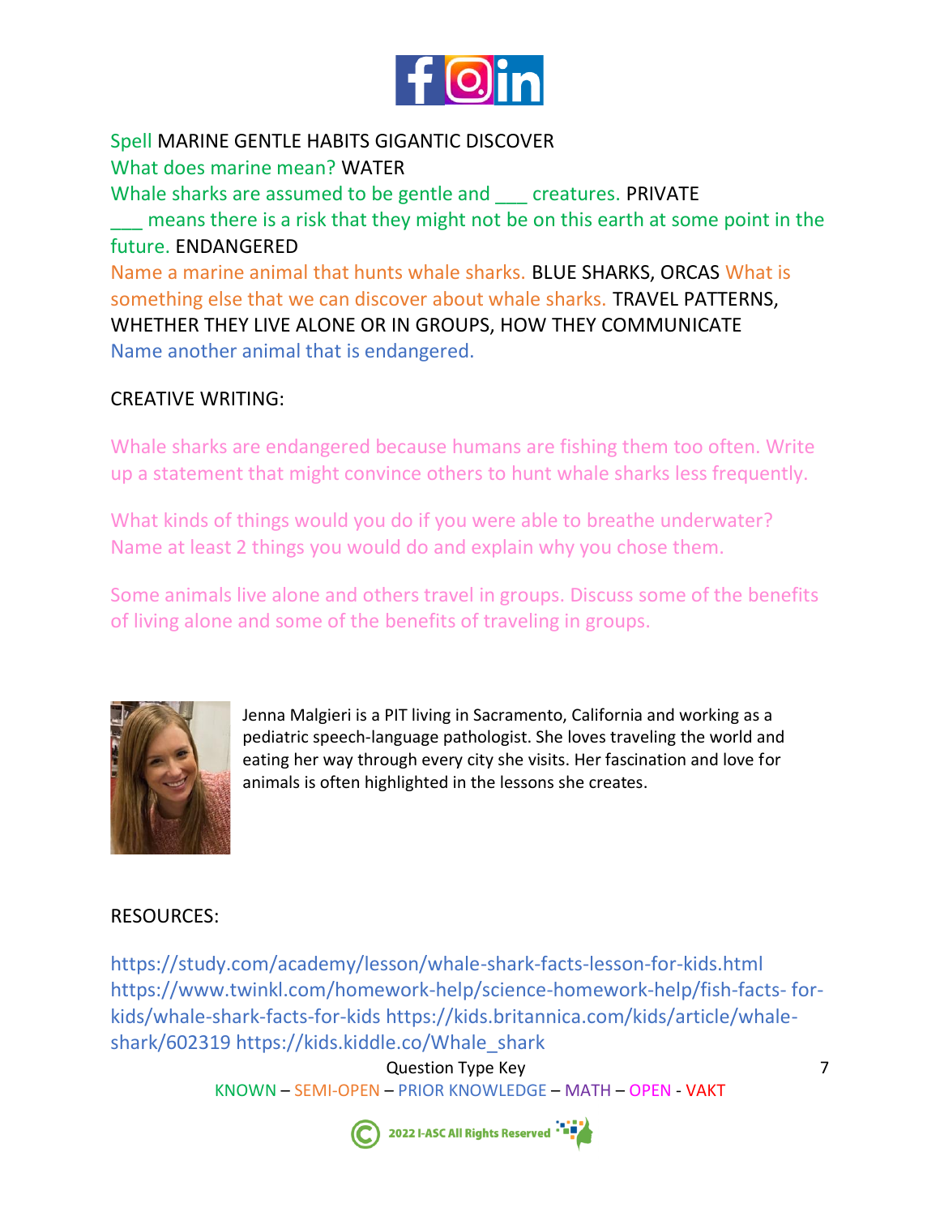Spell MARINE GENTLE HABITS GIGANTIC DISCOVER

What does marine mean? WATER

Whale sharks are assumed to be gentle and ___ creatures. PRIVATE

___ means there is a risk that they might not be on this earth at some point in the future. ENDANGERED

Name a marine animal that hunts whale sharks. BLUE SHARKS, ORCAS What is something else that we can discover about whale sharks. TRAVEL PATTERNS, WHETHER THEY LIVE ALONE OR IN GROUPS, HOW THEY COMMUNICATE

Name another animal that is endangered.

CREATIVE WRITING:

Whale sharks are endangered because humans are fishing them too often. Write up a statement that might convince others to hunt whale sharks less frequently.

What kinds of things would you do if you were able to breathe underwater? Name at least 2 things you would do and explain why you chose them.

Some animals live alone and others travel in groups. Discuss some of the benefits of living alone and some of the benefits of traveling in groups.

Jenna Malgieri is a PIT living in Sacramento, California and working as a pediatric speech-language pathologist. She loves traveling the world and eating her way through every city she visits. Her fascination and love for animals is often highlighted in the lessons she creates.

RESOURCES:

https://study.com/academy/lesson/whale-shark-facts-lesson-for-kids.html https://www.twinkl.com/homework-help/science-homework-help/fish-facts- for-kids/whale-shark-facts-for-kids https://kids.britannica.com/kids/article/whale-shark/602319 https://kids.kiddle.co/Whale_shark

Question Type Key

KNOWN – SEMI-OPEN – PRIOR KNOWLEDGE – MATH – OPEN - VAKT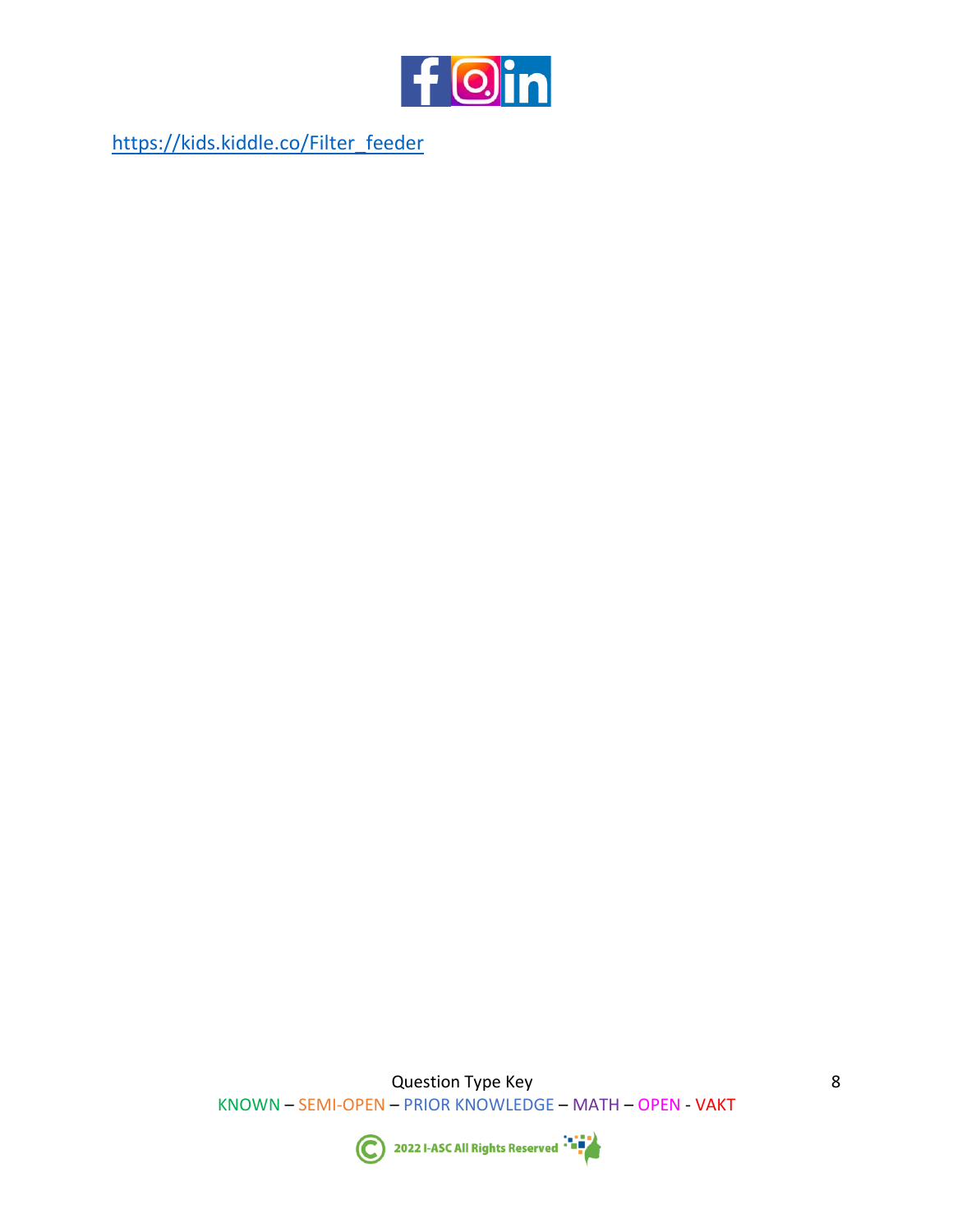https://kids.kiddle.co/Filter_feeder